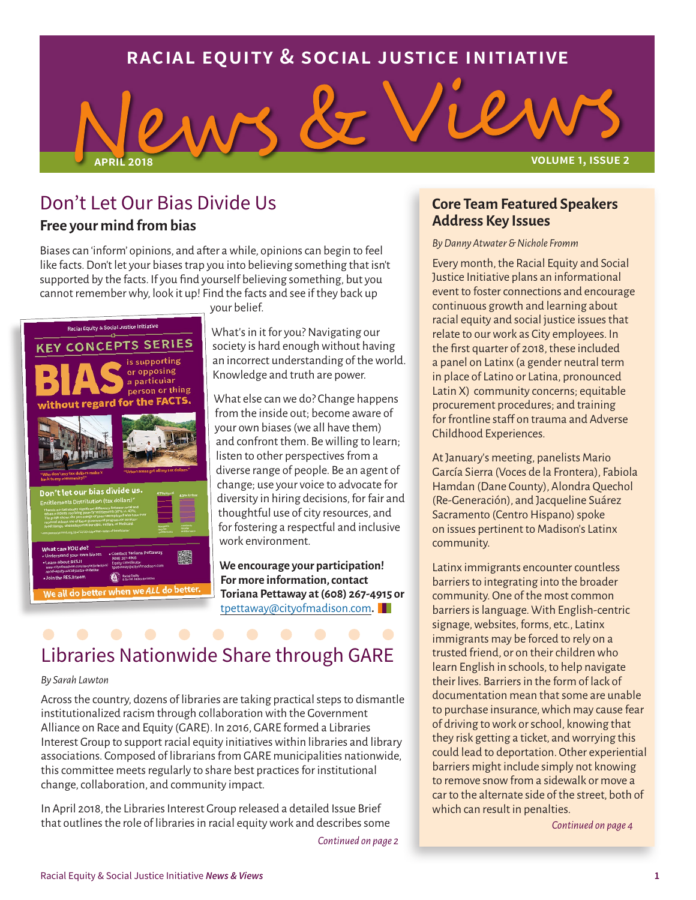# RACIAL EQUITY & SOCIAL JUSTICE INITIATIVE

# News & Views

APRIL 2018 VOLUME 1, ISSUE 2

## Don't Let Our Bias Divide Us

### Free your mind from bias

Biases can 'inform' opinions, and after a while, opinions can begin to feel like facts. Don't let your biases trap you into believing something that isn't supported by the facts. If you find yourself believing something, but you cannot remember why, look it up! Find the facts and see if they back up your belief.

What's in it for you? Navigating our society is hard enough without having an incorrect understanding of the world. Knowledge and truth are power.

What else can we do? Change happens from the inside out; become aware of your own biases (we all have them) and confront them. Be willing to learn; listen to other perspectives from a diverse range of people. Be an agent of change; use your voice to advocate for diversity in hiring decisions, for fair and thoughtful use of city resources, and for fostering a respectful and inclusive work environment.

**We encourage your participation! For more information, contact Toriana Pettaway at (608) 267-4915 or** tpettaway@cityofmadison.com**.**

## Libraries Nationwide Share through GARE

*By Sarah Lawton*

Across the country, dozens of libraries are taking practical steps to dismantle institutionalized racism through collaboration with the Government Alliance on Race and Equity (GARE). In 2016, GARE formed a Libraries Interest Group to support racial equity initiatives within libraries and library associations. Composed of librarians from GARE municipalities nationwide, this committee meets regularly to share best practices for institutional change, collaboration, and community impact.

In April 2018, the Libraries Interest Group released a detailed Issue Brief that outlines the role of libraries in racial equity work and describes some

*Continued on page 2*

## Core Team Featured Speakers Address Key Issues

*By Danny Atwater & Nichole Fromm*

Every month, the Racial Equity and Social Justice Initiative plans an informational event to foster connections and encourage continuous growth and learning about racial equity and social justice issues that relate to our work as City employees. In the first quarter of 2018, these included a panel on Latinx (a gender neutral term in place of Latino or Latina, pronounced Latin X) community concerns; equitable procurement procedures; and training for frontline staff on trauma and Adverse Childhood Experiences.

At January's meeting, panelists Mario García Sierra (Voces de la Frontera), Fabiola Hamdan (Dane County), Alondra Quechol (Re-Generación), and Jacqueline Suárez Sacramento (Centro Hispano) spoke on issues pertinent to Madison's Latinx community.

Latinx immigrants encounter countless barriers to integrating into the broader community. One of the most common barriers is language. With English-centric signage, websites, forms, etc., Latinx immigrants may be forced to rely on a trusted friend, or on their children who learn English in schools, to help navigate their lives. Barriers in the form of lack of documentation mean that some are unable to purchase insurance, which may cause fear of driving to work or school, knowing that they risk getting a ticket, and worrying this could lead to deportation. Other experiential barriers might include simply not knowing to remove snow from a sidewalk or move a car to the alternate side of the street, both of which can result in penalties.

*Continued on page 4*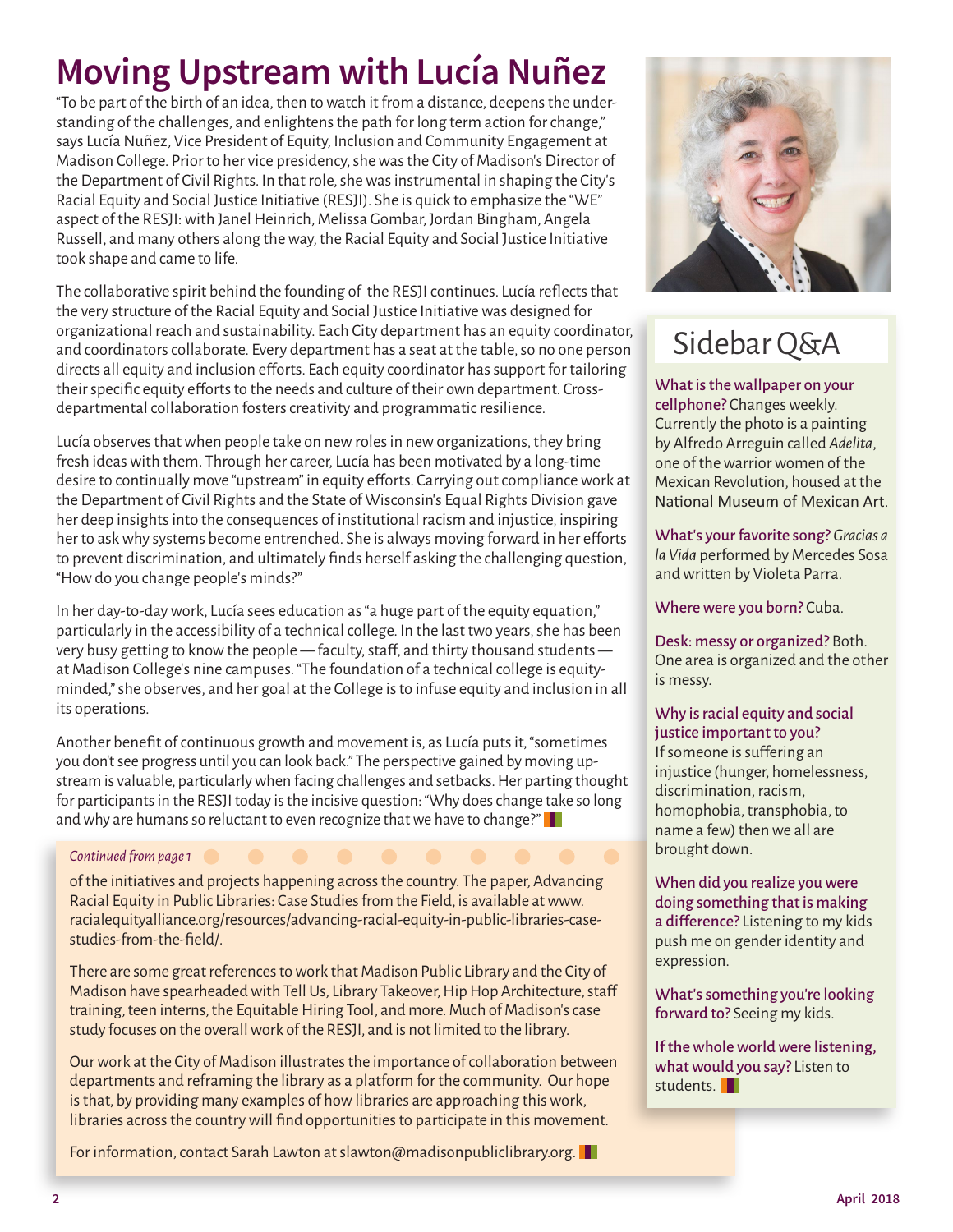# Moving Upstream with Lucía Nuñez

"To be part of the birth of an idea, then to watch it from a distance, deepens the understanding of the challenges, and enlightens the path for long term action for change," says Lucía Nuñez, Vice President of Equity, Inclusion and Community Engagement at Madison College. Prior to her vice presidency, she was the City of Madison's Director of the Department of Civil Rights. In that role, she was instrumental in shaping the City's Racial Equity and Social Justice Initiative (RESJI). She is quick to emphasize the "WE" aspect of the RESJI: with Janel Heinrich, Melissa Gombar, Jordan Bingham, Angela Russell, and many others along the way, the Racial Equity and Social Justice Initiative took shape and came to life.

The collaborative spirit behind the founding of the RESJI continues. Lucía reflects that the very structure of the Racial Equity and Social Justice Initiative was designed for organizational reach and sustainability. Each City department has an equity coordinator, and coordinators collaborate. Every department has a seat at the table, so no one person directs all equity and inclusion efforts. Each equity coordinator has support for tailoring their specific equity efforts to the needs and culture of their own department. Cross-departmental collaboration fosters creativity and programmatic resilience.

Lucía observes that when people take on new roles in new organizations, they bring fresh ideas with them. Through her career, Lucía has been motivated by a long-time desire to continually move "upstream" in equity efforts. Carrying out compliance work at the Department of Civil Rights and the State of Wisconsin's Equal Rights Division gave her deep insights into the consequences of institutional racism and injustice, inspiring her to ask why systems become entrenched. She is always moving forward in her efforts to prevent discrimination, and ultimately finds herself asking the challenging question, "How do you change people's minds?"

In her day-to-day work, Lucía sees education as "a huge part of the equity equation," particularly in the accessibility of a technical college. In the last two years, she has been very busy getting to know the people — faculty, staff, and thirty thousand students — at Madison College's nine campuses. "The foundation of a technical college is equity-minded," she observes, and her goal at the College is to infuse equity and inclusion in all its operations.

Another benefit of continuous growth and movement is, as Lucía puts it, "sometimes you don't see progress until you can look back." The perspective gained by moving upstream is valuable, particularly when facing challenges and setbacks. Her parting thought for participants in the RESJI today is the incisive question: "Why does change take so long and why are humans so reluctant to even recognize that we have to change?"

## Sidebar Q&A

**What is the wallpaper on your cellphone?** Changes weekly. Currently the photo is a painting by Alfredo Arreguin called *Adelita*, one of the warrior women of the Mexican Revolution, housed at the National Museum of Mexican Art.

**What's your favorite song?** *Gracias a la Vida* performed by Mercedes Sosa and written by Violeta Parra.

**Where were you born?** Cuba.

**Desk: messy or organized?** Both. One area is organized and the other is messy.

**Why is racial equity and social justice important to you?** If someone is suffering an injustice (hunger, homelessness, discrimination, racism, homophobia, transphobia, to name a few) then we all are brought down.

**When did you realize you were doing something that is making a difference?** Listening to my kids push me on gender identity and expression.

**What's something you're looking forward to?** Seeing my kids.

**If the whole world were listening, what would you say?** Listen to students.

---

*Continued from page 1*

of the initiatives and projects happening across the country. The paper, Advancing Racial Equity in Public Libraries: Case Studies from the Field, is available at www.racialequityalliance.org/resources/advancing-racial-equity-in-public-libraries-case-studies-from-the-field/.

There are some great references to work that Madison Public Library and the City of Madison have spearheaded with Tell Us, Library Takeover, Hip Hop Architecture, staff training, teen interns, the Equitable Hiring Tool, and more. Much of Madison's case study focuses on the overall work of the RESJI, and is not limited to the library.

Our work at the City of Madison illustrates the importance of collaboration between departments and reframing the library as a platform for the community. Our hope is that, by providing many examples of how libraries are approaching this work, libraries across the country will find opportunities to participate in this movement.

For information, contact Sarah Lawton at slawton@madisonpubliclibrary.org.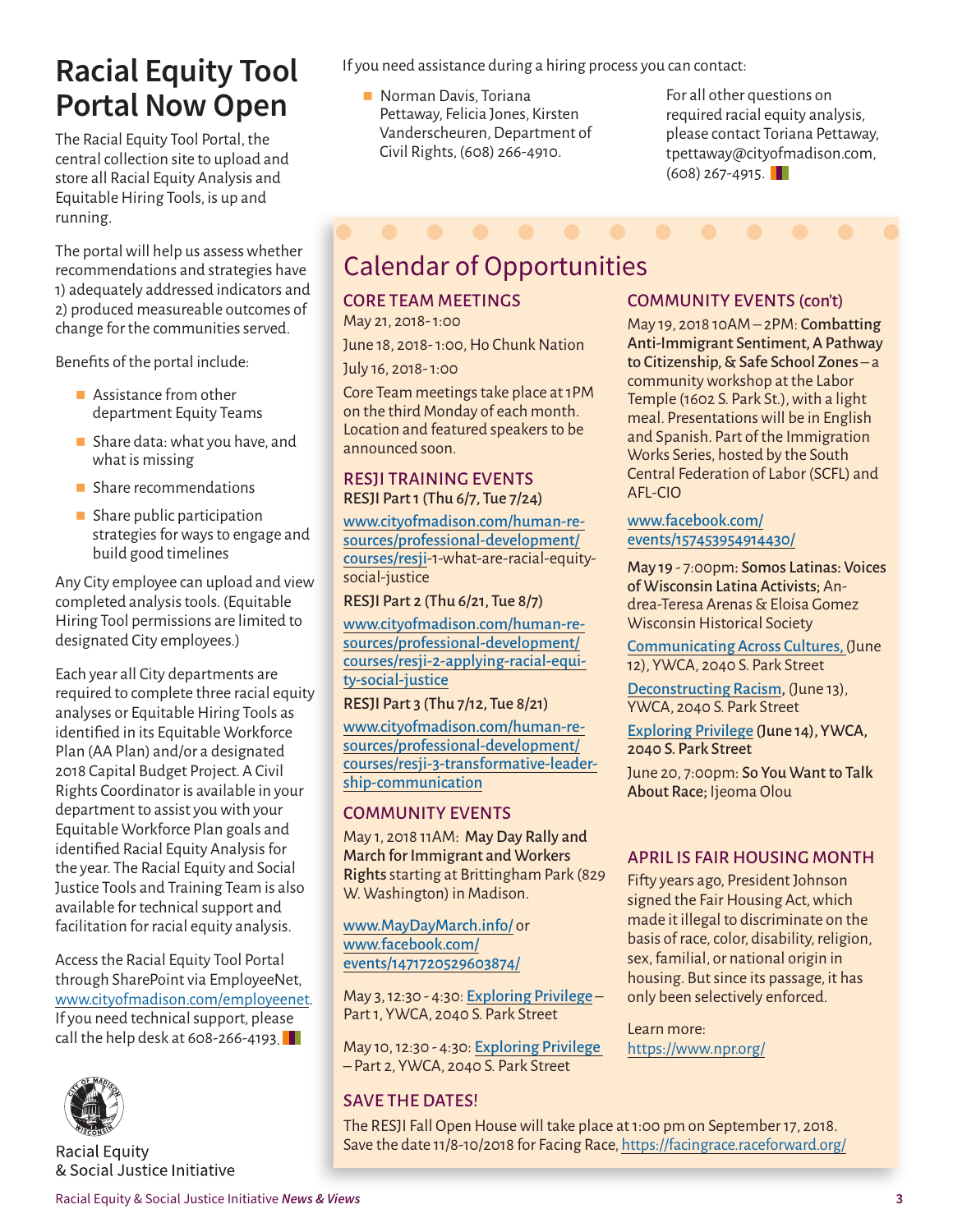# Racial Equity Tool Portal Now Open

The Racial Equity Tool Portal, the central collection site to upload and store all Racial Equity Analysis and Equitable Hiring Tools, is up and running.

The portal will help us assess whether recommendations and strategies have 1) adequately addressed indicators and 2) produced measureable outcomes of change for the communities served.

Benefits of the portal include:

- Assistance from other department Equity Teams
- Share data: what you have, and what is missing
- Share recommendations
- Share public participation strategies for ways to engage and build good timelines

Any City employee can upload and view completed analysis tools. (Equitable Hiring Tool permissions are limited to designated City employees.)

Each year all City departments are required to complete three racial equity analyses or Equitable Hiring Tools as identified in its Equitable Workforce Plan (AA Plan) and/or a designated 2018 Capital Budget Project. A Civil Rights Coordinator is available in your department to assist you with your Equitable Workforce Plan goals and identified Racial Equity Analysis for the year. The Racial Equity and Social Justice Tools and Training Team is also available for technical support and facilitation for racial equity analysis.

Access the Racial Equity Tool Portal through SharePoint via EmployeeNet, www.cityofmadison.com/employeenet. If you need technical support, please call the help desk at 608-266-4193.

If you need assistance during a hiring process you can contact:

- Norman Davis, Toriana Pettaway, Felicia Jones, Kirsten Vanderscheuren, Department of Civil Rights, (608) 266-4910.

For all other questions on required racial equity analysis, please contact Toriana Pettaway, tpettaway@cityofmadison.com, (608) 267-4915.

Racial Equity & Social Justice Initiative

## Calendar of Opportunities

### CORE TEAM MEETINGS

May 21, 2018 - 1:00

June 18, 2018 - 1:00, Ho Chunk Nation

July 16, 2018 - 1:00

Core Team meetings take place at 1PM on the third Monday of each month. Location and featured speakers to be announced soon.

### RESJI TRAINING EVENTS

**RESJI Part 1 (Thu 6/7, Tue 7/24)**

www.cityofmadison.com/human-resources/professional-development/courses/resji-1-what-are-racial-equity-social-justice

**RESJI Part 2 (Thu 6/21, Tue 8/7)**

www.cityofmadison.com/human-resources/professional-development/courses/resji-2-applying-racial-equity-social-justice

**RESJI Part 3 (Thu 7/12, Tue 8/21)**

www.cityofmadison.com/human-resources/professional-development/courses/resji-3-transformative-leadership-communication

### COMMUNITY EVENTS

May 1, 2018 11AM: **May Day Rally and March for Immigrant and Workers Rights** starting at Brittingham Park (829 W. Washington) in Madison.

www.MayDayMarch.info/ or www.facebook.com/events/1471720529603874/

May 3, 12:30 - 4:30: Exploring Privilege – Part 1, YWCA, 2040 S. Park Street

May 10, 12:30 - 4:30: Exploring Privilege – Part 2, YWCA, 2040 S. Park Street

### COMMUNITY EVENTS (con't)

May 19, 2018 10AM – 2PM: **Combatting Anti-Immigrant Sentiment, A Pathway to Citizenship, & Safe School Zones** – a community workshop at the Labor Temple (1602 S. Park St.), with a light meal. Presentations will be in English and Spanish. Part of the Immigration Works Series, hosted by the South Central Federation of Labor (SCFL) and AFL-CIO

www.facebook.com/events/157453954914430/

**May 19 - 7:00pm: Somos Latinas: Voices of Wisconsin Latina Activists;** Andrea-Teresa Arenas & Eloisa Gomez Wisconsin Historical Society

Communicating Across Cultures, (June 12), YWCA, 2040 S. Park Street

Deconstructing Racism, (June 13), YWCA, 2040 S. Park Street

Exploring Privilege **(June 14), YWCA, 2040 S. Park Street**

June 20, 7:00pm: **So You Want to Talk About Race;** Ijeoma Olou

### APRIL IS FAIR HOUSING MONTH

Fifty years ago, President Johnson signed the Fair Housing Act, which made it illegal to discriminate on the basis of race, color, disability, religion, sex, familial, or national origin in housing. But since its passage, it has only been selectively enforced.

Learn more: https://www.npr.org/

### SAVE THE DATES!

The RESJI Fall Open House will take place at 1:00 pm on September 17, 2018. Save the date 11/8-10/2018 for Facing Race, https://facingrace.raceforward.org/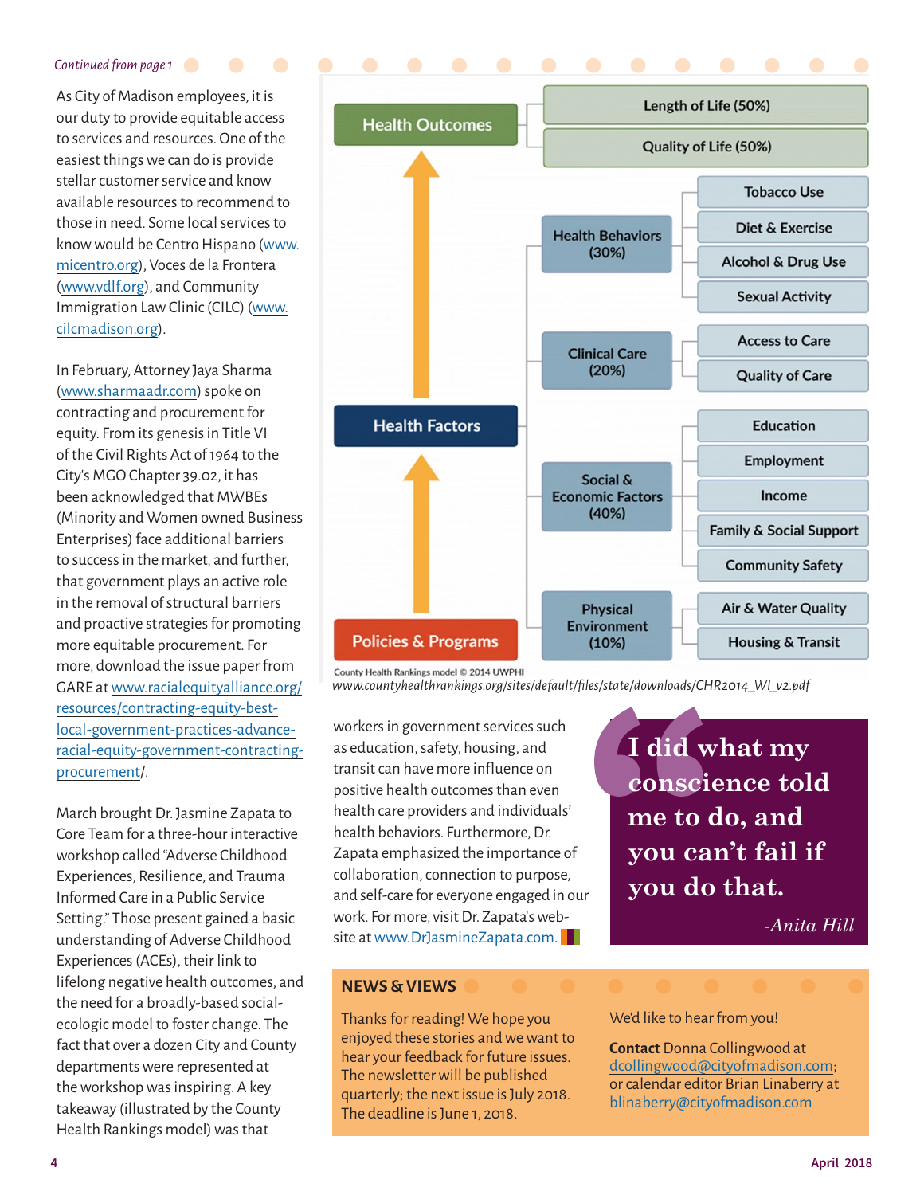*Continued from page 1*

As City of Madison employees, it is our duty to provide equitable access to services and resources. One of the easiest things we can do is provide stellar customer service and know available resources to recommend to those in need. Some local services to know would be Centro Hispano (www.micentro.org), Voces de la Frontera (www.vdlf.org), and Community Immigration Law Clinic (CILC) (www.cilcmadison.org).

In February, Attorney Jaya Sharma (www.sharmaadr.com) spoke on contracting and procurement for equity. From its genesis in Title VI of the Civil Rights Act of 1964 to the City's MGO Chapter 39.02, it has been acknowledged that MWBEs (Minority and Women owned Business Enterprises) face additional barriers to success in the market, and further, that government plays an active role in the removal of structural barriers and proactive strategies for promoting more equitable procurement. For more, download the issue paper from GARE at www.racialequityalliance.org/resources/contracting-equity-best-local-government-practices-advance-racial-equity-government-contracting-procurement/.

March brought Dr. Jasmine Zapata to Core Team for a three-hour interactive workshop called "Adverse Childhood Experiences, Resilience, and Trauma Informed Care in a Public Service Setting." Those present gained a basic understanding of Adverse Childhood Experiences (ACEs), their link to lifelong negative health outcomes, and the need for a broadly-based social-ecologic model to foster change. The fact that over a dozen City and County departments were represented at the workshop was inspiring. A key takeaway (illustrated by the County Health Rankings model) was that

Health Outcomes
Length of Life (50%)
Quality of Life (50%)

Health Factors
Health Behaviors (30%)
Tobacco Use
Diet & Exercise
Alcohol & Drug Use
Sexual Activity
Clinical Care (20%)
Access to Care
Quality of Care
Social & Economic Factors (40%)
Education
Employment
Income
Family & Social Support
Community Safety
Physical Environment (10%)
Air & Water Quality
Housing & Transit

Policies & Programs

County Health Rankings model © 2014 UWPHI

*www.countyhealthrankings.org/sites/default/files/state/downloads/CHR2014_WI_v2.pdf*

workers in government services such as education, safety, housing, and transit can have more influence on positive health outcomes than even health care providers and individuals' health behaviors. Furthermore, Dr. Zapata emphasized the importance of collaboration, connection to purpose, and self-care for everyone engaged in our work. For more, visit Dr. Zapata's website at www.DrJasmineZapata.com.

> **I did what my conscience told me to do, and you can't fail if you do that.**
>
> *-Anita Hill*

## NEWS & VIEWS

Thanks for reading! We hope you enjoyed these stories and we want to hear your feedback for future issues. The newsletter will be published quarterly; the next issue is July 2018. The deadline is June 1, 2018.

We'd like to hear from you!

**Contact** Donna Collingwood at dcollingwood@cityofmadison.com; or calendar editor Brian Linaberry at blinaberry@cityofmadison.com